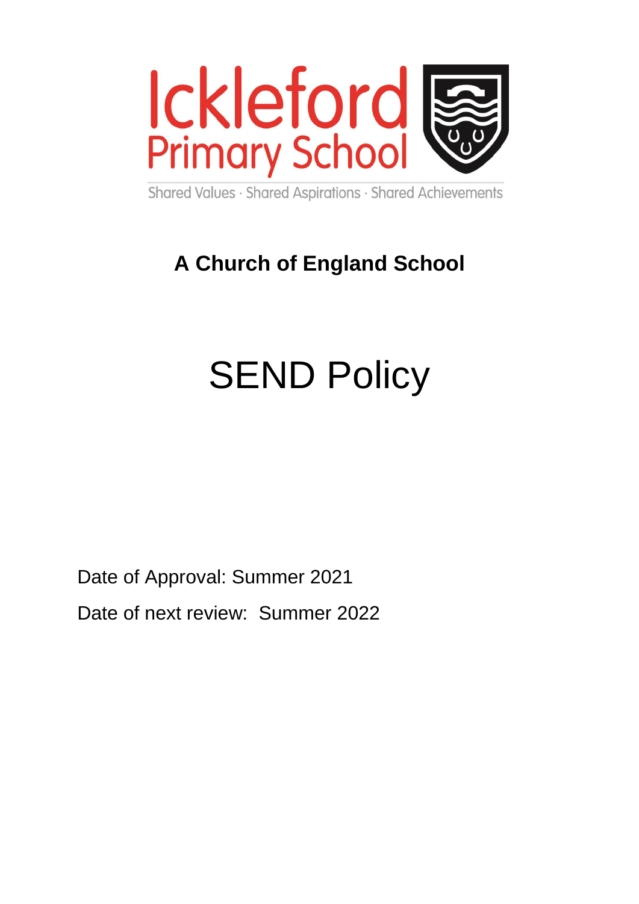Ickleford Primary School

Shared Values · Shared Aspirations · Shared Achievements

**A Church of England School**

# SEND Policy

Date of Approval: Summer 2021

Date of next review: Summer 2022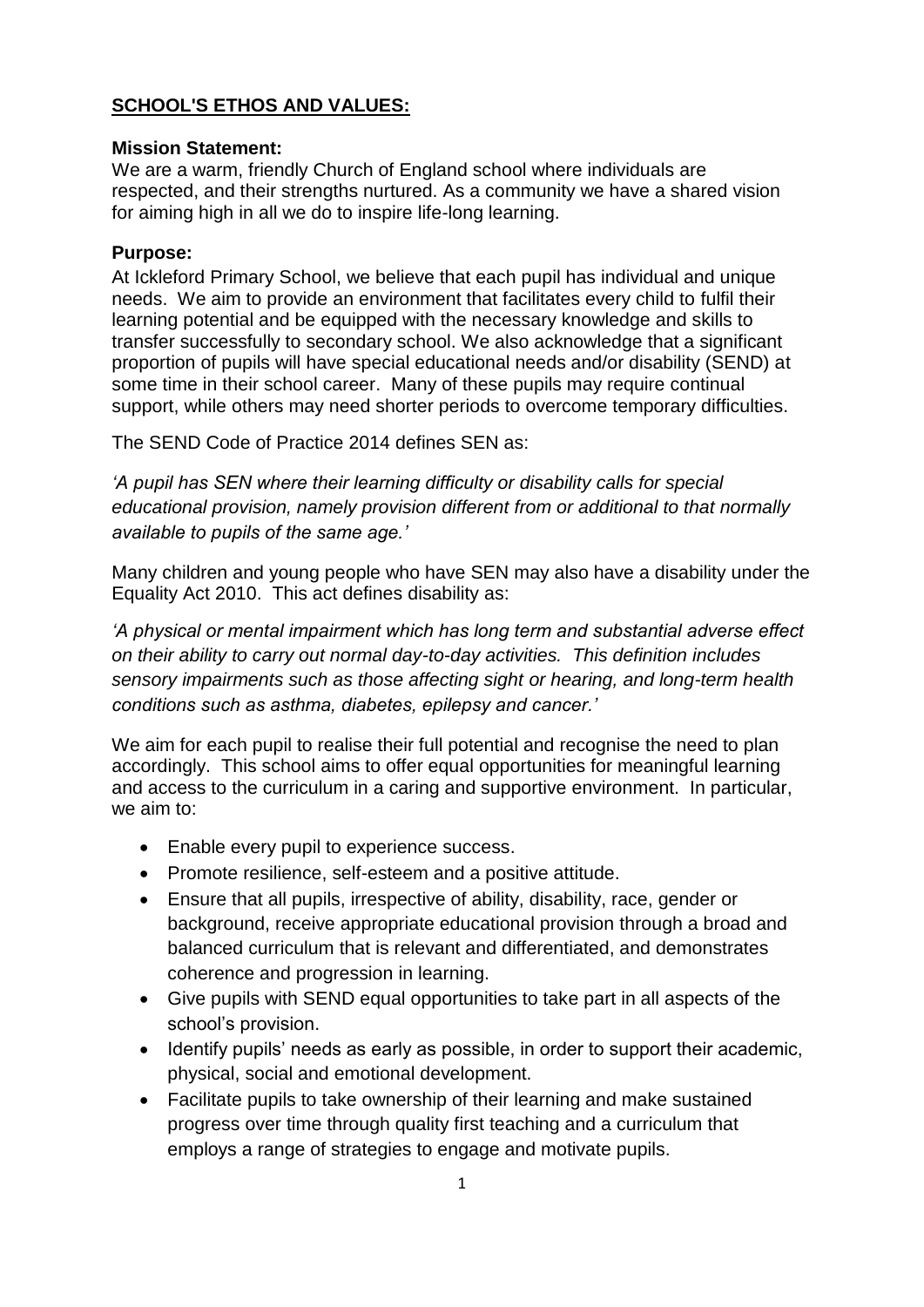## **SCHOOL'S ETHOS AND VALUES:**

### Mission Statement:

We are a warm, friendly Church of England school where individuals are respected, and their strengths nurtured. As a community we have a shared vision for aiming high in all we do to inspire life-long learning.

### Purpose:

At Ickleford Primary School, we believe that each pupil has individual and unique needs. We aim to provide an environment that facilitates every child to fulfil their learning potential and be equipped with the necessary knowledge and skills to transfer successfully to secondary school. We also acknowledge that a significant proportion of pupils will have special educational needs and/or disability (SEND) at some time in their school career. Many of these pupils may require continual support, while others may need shorter periods to overcome temporary difficulties.

The SEND Code of Practice 2014 defines SEN as:

*'A pupil has SEN where their learning difficulty or disability calls for special educational provision, namely provision different from or additional to that normally available to pupils of the same age.'*

Many children and young people who have SEN may also have a disability under the Equality Act 2010. This act defines disability as:

*'A physical or mental impairment which has long term and substantial adverse effect on their ability to carry out normal day-to-day activities. This definition includes sensory impairments such as those affecting sight or hearing, and long-term health conditions such as asthma, diabetes, epilepsy and cancer.'*

We aim for each pupil to realise their full potential and recognise the need to plan accordingly. This school aims to offer equal opportunities for meaningful learning and access to the curriculum in a caring and supportive environment. In particular, we aim to:

- Enable every pupil to experience success.
- Promote resilience, self-esteem and a positive attitude.
- Ensure that all pupils, irrespective of ability, disability, race, gender or background, receive appropriate educational provision through a broad and balanced curriculum that is relevant and differentiated, and demonstrates coherence and progression in learning.
- Give pupils with SEND equal opportunities to take part in all aspects of the school's provision.
- Identify pupils' needs as early as possible, in order to support their academic, physical, social and emotional development.
- Facilitate pupils to take ownership of their learning and make sustained progress over time through quality first teaching and a curriculum that employs a range of strategies to engage and motivate pupils.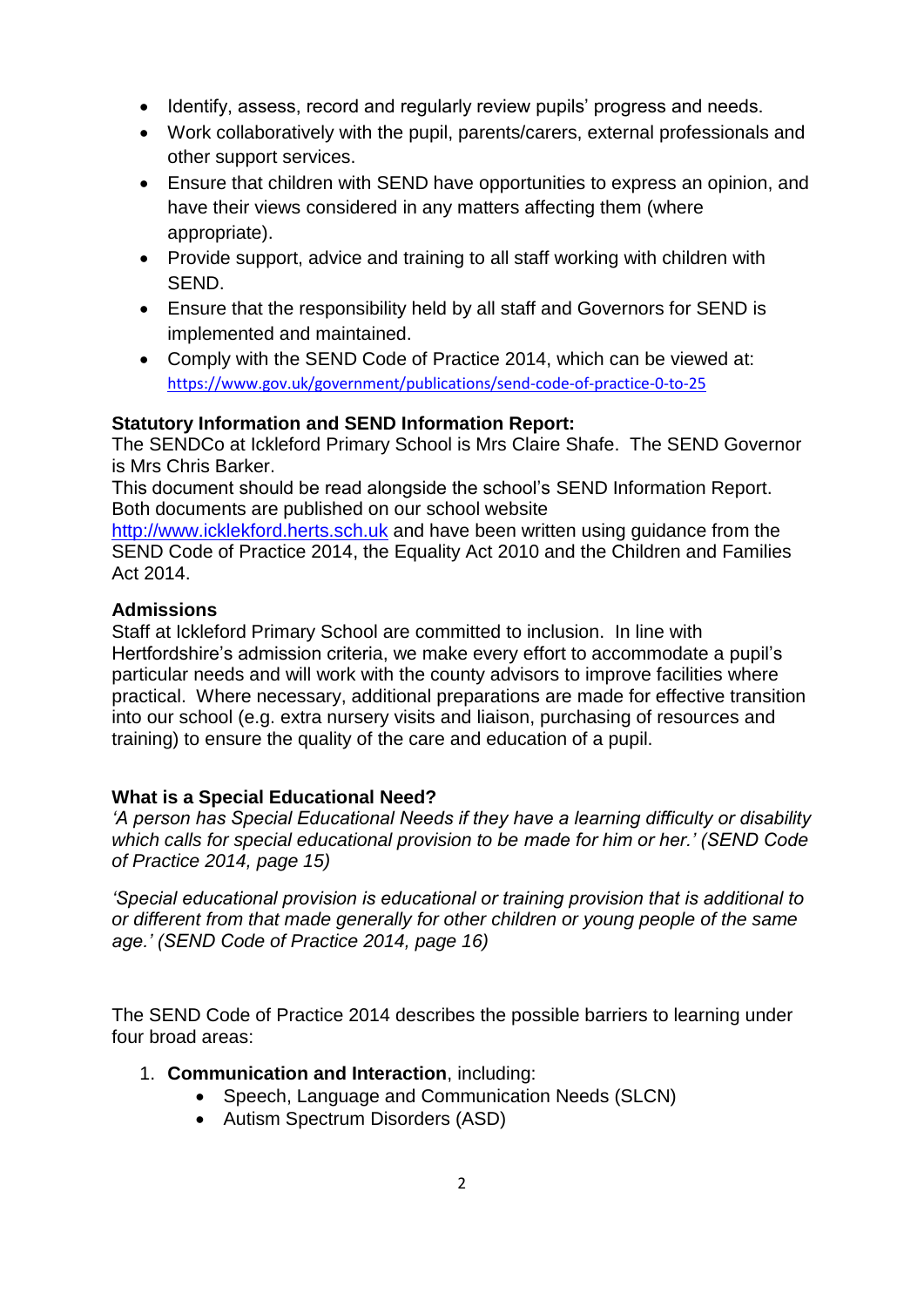- Identify, assess, record and regularly review pupils' progress and needs.
- Work collaboratively with the pupil, parents/carers, external professionals and other support services.
- Ensure that children with SEND have opportunities to express an opinion, and have their views considered in any matters affecting them (where appropriate).
- Provide support, advice and training to all staff working with children with SEND.
- Ensure that the responsibility held by all staff and Governors for SEND is implemented and maintained.
- Comply with the SEND Code of Practice 2014, which can be viewed at: https://www.gov.uk/government/publications/send-code-of-practice-0-to-25

**Statutory Information and SEND Information Report:**
The SENDCo at Ickleford Primary School is Mrs Claire Shafe. The SEND Governor is Mrs Chris Barker.
This document should be read alongside the school's SEND Information Report. Both documents are published on our school website http://www.icklekford.herts.sch.uk and have been written using guidance from the SEND Code of Practice 2014, the Equality Act 2010 and the Children and Families Act 2014.

**Admissions**
Staff at Ickleford Primary School are committed to inclusion. In line with Hertfordshire's admission criteria, we make every effort to accommodate a pupil's particular needs and will work with the county advisors to improve facilities where practical. Where necessary, additional preparations are made for effective transition into our school (e.g. extra nursery visits and liaison, purchasing of resources and training) to ensure the quality of the care and education of a pupil.

**What is a Special Educational Need?**
*'A person has Special Educational Needs if they have a learning difficulty or disability which calls for special educational provision to be made for him or her.' (SEND Code of Practice 2014, page 15)*

*'Special educational provision is educational or training provision that is additional to or different from that made generally for other children or young people of the same age.' (SEND Code of Practice 2014, page 16)*

The SEND Code of Practice 2014 describes the possible barriers to learning under four broad areas:

1. **Communication and Interaction**, including:
    - Speech, Language and Communication Needs (SLCN)
    - Autism Spectrum Disorders (ASD)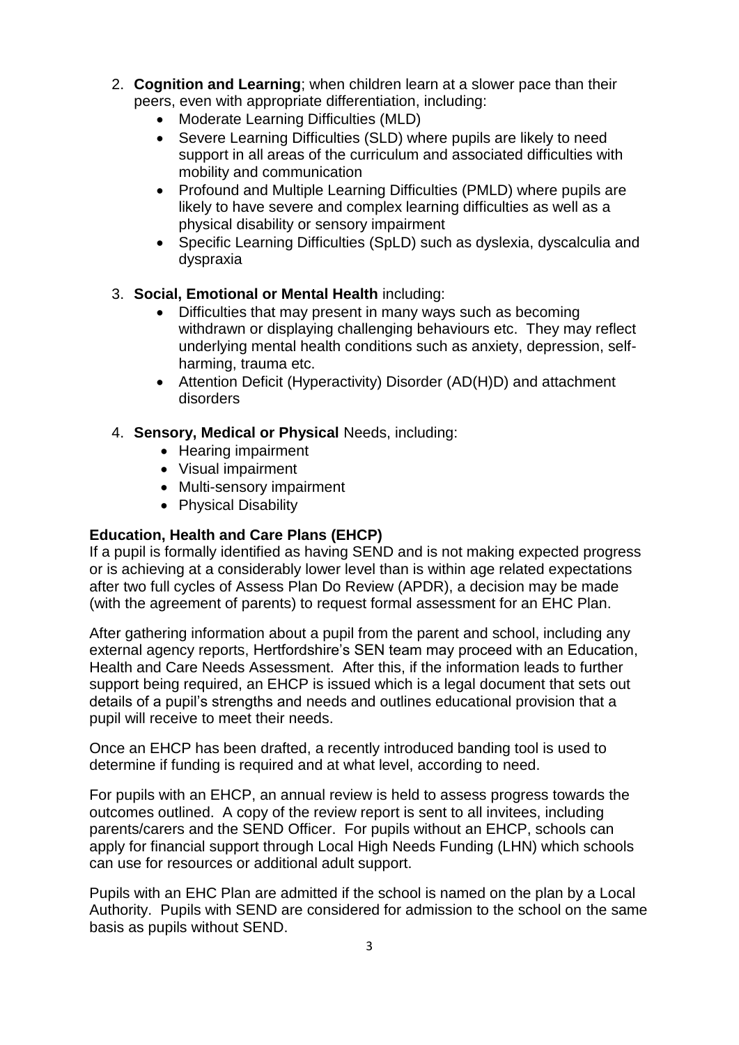2. **Cognition and Learning**; when children learn at a slower pace than their peers, even with appropriate differentiation, including:
   - Moderate Learning Difficulties (MLD)
   - Severe Learning Difficulties (SLD) where pupils are likely to need support in all areas of the curriculum and associated difficulties with mobility and communication
   - Profound and Multiple Learning Difficulties (PMLD) where pupils are likely to have severe and complex learning difficulties as well as a physical disability or sensory impairment
   - Specific Learning Difficulties (SpLD) such as dyslexia, dyscalculia and dyspraxia

3. **Social, Emotional or Mental Health** including:
   - Difficulties that may present in many ways such as becoming withdrawn or displaying challenging behaviours etc. They may reflect underlying mental health conditions such as anxiety, depression, self-harming, trauma etc.
   - Attention Deficit (Hyperactivity) Disorder (AD(H)D) and attachment disorders

4. **Sensory, Medical or Physical** Needs, including:
   - Hearing impairment
   - Visual impairment
   - Multi-sensory impairment
   - Physical Disability

**Education, Health and Care Plans (EHCP)**

If a pupil is formally identified as having SEND and is not making expected progress or is achieving at a considerably lower level than is within age related expectations after two full cycles of Assess Plan Do Review (APDR), a decision may be made (with the agreement of parents) to request formal assessment for an EHC Plan.

After gathering information about a pupil from the parent and school, including any external agency reports, Hertfordshire's SEN team may proceed with an Education, Health and Care Needs Assessment. After this, if the information leads to further support being required, an EHCP is issued which is a legal document that sets out details of a pupil's strengths and needs and outlines educational provision that a pupil will receive to meet their needs.

Once an EHCP has been drafted, a recently introduced banding tool is used to determine if funding is required and at what level, according to need.

For pupils with an EHCP, an annual review is held to assess progress towards the outcomes outlined. A copy of the review report is sent to all invitees, including parents/carers and the SEND Officer. For pupils without an EHCP, schools can apply for financial support through Local High Needs Funding (LHN) which schools can use for resources or additional adult support.

Pupils with an EHC Plan are admitted if the school is named on the plan by a Local Authority. Pupils with SEND are considered for admission to the school on the same basis as pupils without SEND.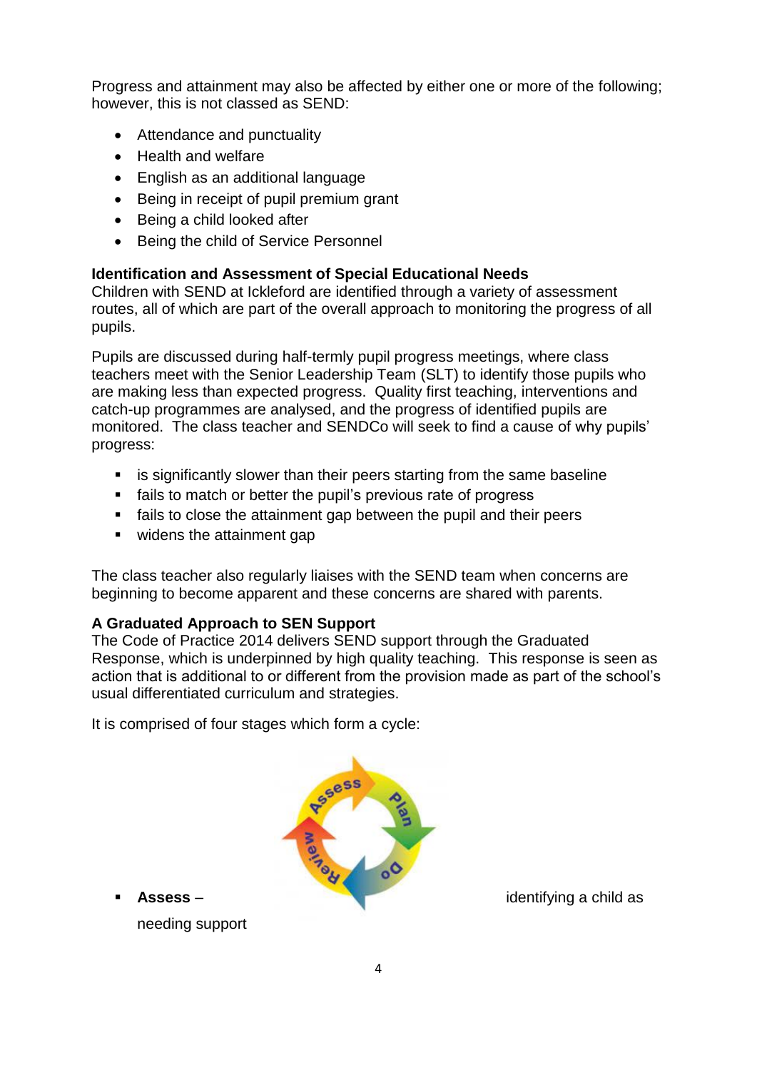Progress and attainment may also be affected by either one or more of the following; however, this is not classed as SEND:

- Attendance and punctuality
- Health and welfare
- English as an additional language
- Being in receipt of pupil premium grant
- Being a child looked after
- Being the child of Service Personnel

**Identification and Assessment of Special Educational Needs**
Children with SEND at Ickleford are identified through a variety of assessment routes, all of which are part of the overall approach to monitoring the progress of all pupils.

Pupils are discussed during half-termly pupil progress meetings, where class teachers meet with the Senior Leadership Team (SLT) to identify those pupils who are making less than expected progress. Quality first teaching, interventions and catch-up programmes are analysed, and the progress of identified pupils are monitored. The class teacher and SENDCo will seek to find a cause of why pupils' progress:

- is significantly slower than their peers starting from the same baseline
- fails to match or better the pupil's previous rate of progress
- fails to close the attainment gap between the pupil and their peers
- widens the attainment gap

The class teacher also regularly liaises with the SEND team when concerns are beginning to become apparent and these concerns are shared with parents.

**A Graduated Approach to SEN Support**
The Code of Practice 2014 delivers SEND support through the Graduated Response, which is underpinned by high quality teaching. This response is seen as action that is additional to or different from the provision made as part of the school's usual differentiated curriculum and strategies.

It is comprised of four stages which form a cycle:

- **Assess** – identifying a child as needing support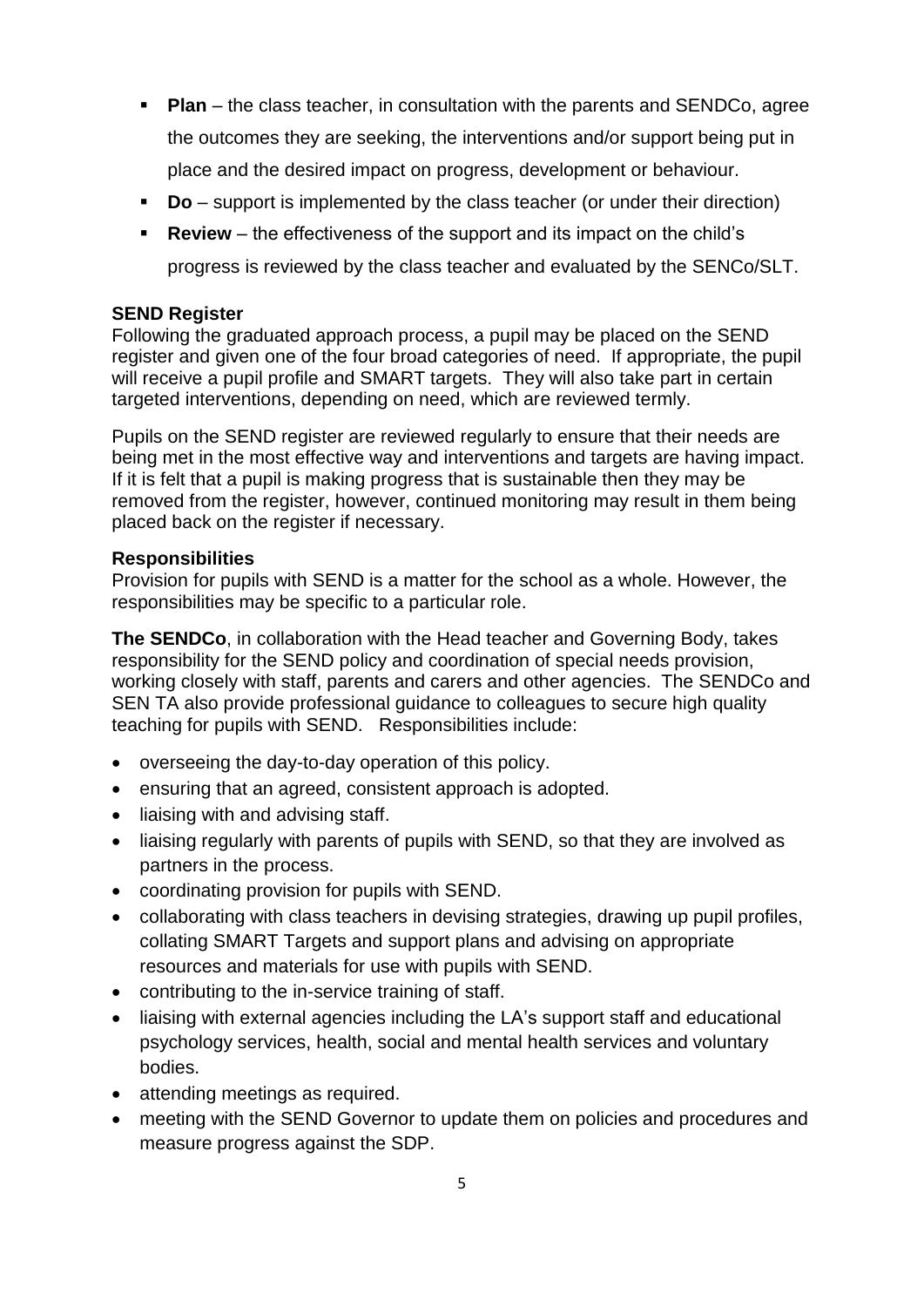- **Plan** – the class teacher, in consultation with the parents and SENDCo, agree the outcomes they are seeking, the interventions and/or support being put in place and the desired impact on progress, development or behaviour.
- **Do** – support is implemented by the class teacher (or under their direction)
- **Review** – the effectiveness of the support and its impact on the child's progress is reviewed by the class teacher and evaluated by the SENCo/SLT.

**SEND Register**

Following the graduated approach process, a pupil may be placed on the SEND register and given one of the four broad categories of need. If appropriate, the pupil will receive a pupil profile and SMART targets. They will also take part in certain targeted interventions, depending on need, which are reviewed termly.

Pupils on the SEND register are reviewed regularly to ensure that their needs are being met in the most effective way and interventions and targets are having impact. If it is felt that a pupil is making progress that is sustainable then they may be removed from the register, however, continued monitoring may result in them being placed back on the register if necessary.

**Responsibilities**

Provision for pupils with SEND is a matter for the school as a whole. However, the responsibilities may be specific to a particular role.

**The SENDCo**, in collaboration with the Head teacher and Governing Body, takes responsibility for the SEND policy and coordination of special needs provision, working closely with staff, parents and carers and other agencies. The SENDCo and SEN TA also provide professional guidance to colleagues to secure high quality teaching for pupils with SEND. Responsibilities include:

- overseeing the day-to-day operation of this policy.
- ensuring that an agreed, consistent approach is adopted.
- liaising with and advising staff.
- liaising regularly with parents of pupils with SEND, so that they are involved as partners in the process.
- coordinating provision for pupils with SEND.
- collaborating with class teachers in devising strategies, drawing up pupil profiles, collating SMART Targets and support plans and advising on appropriate resources and materials for use with pupils with SEND.
- contributing to the in-service training of staff.
- liaising with external agencies including the LA's support staff and educational psychology services, health, social and mental health services and voluntary bodies.
- attending meetings as required.
- meeting with the SEND Governor to update them on policies and procedures and measure progress against the SDP.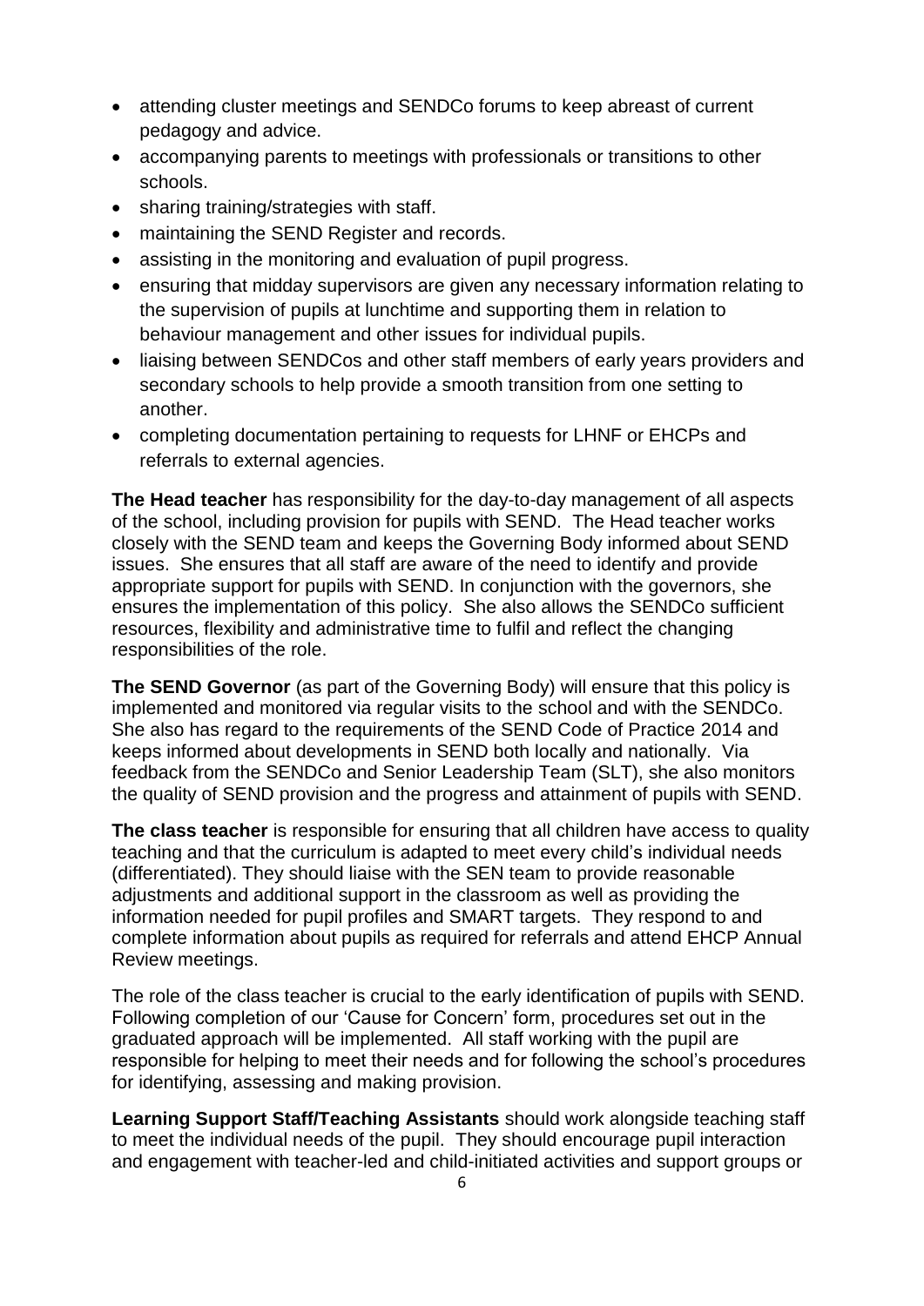- attending cluster meetings and SENDCo forums to keep abreast of current pedagogy and advice.
- accompanying parents to meetings with professionals or transitions to other schools.
- sharing training/strategies with staff.
- maintaining the SEND Register and records.
- assisting in the monitoring and evaluation of pupil progress.
- ensuring that midday supervisors are given any necessary information relating to the supervision of pupils at lunchtime and supporting them in relation to behaviour management and other issues for individual pupils.
- liaising between SENDCos and other staff members of early years providers and secondary schools to help provide a smooth transition from one setting to another.
- completing documentation pertaining to requests for LHNF or EHCPs and referrals to external agencies.

**The Head teacher** has responsibility for the day-to-day management of all aspects of the school, including provision for pupils with SEND. The Head teacher works closely with the SEND team and keeps the Governing Body informed about SEND issues. She ensures that all staff are aware of the need to identify and provide appropriate support for pupils with SEND. In conjunction with the governors, she ensures the implementation of this policy. She also allows the SENDCo sufficient resources, flexibility and administrative time to fulfil and reflect the changing responsibilities of the role.

**The SEND Governor** (as part of the Governing Body) will ensure that this policy is implemented and monitored via regular visits to the school and with the SENDCo. She also has regard to the requirements of the SEND Code of Practice 2014 and keeps informed about developments in SEND both locally and nationally. Via feedback from the SENDCo and Senior Leadership Team (SLT), she also monitors the quality of SEND provision and the progress and attainment of pupils with SEND.

**The class teacher** is responsible for ensuring that all children have access to quality teaching and that the curriculum is adapted to meet every child's individual needs (differentiated). They should liaise with the SEN team to provide reasonable adjustments and additional support in the classroom as well as providing the information needed for pupil profiles and SMART targets. They respond to and complete information about pupils as required for referrals and attend EHCP Annual Review meetings.

The role of the class teacher is crucial to the early identification of pupils with SEND. Following completion of our 'Cause for Concern' form, procedures set out in the graduated approach will be implemented. All staff working with the pupil are responsible for helping to meet their needs and for following the school's procedures for identifying, assessing and making provision.

**Learning Support Staff/Teaching Assistants** should work alongside teaching staff to meet the individual needs of the pupil. They should encourage pupil interaction and engagement with teacher-led and child-initiated activities and support groups or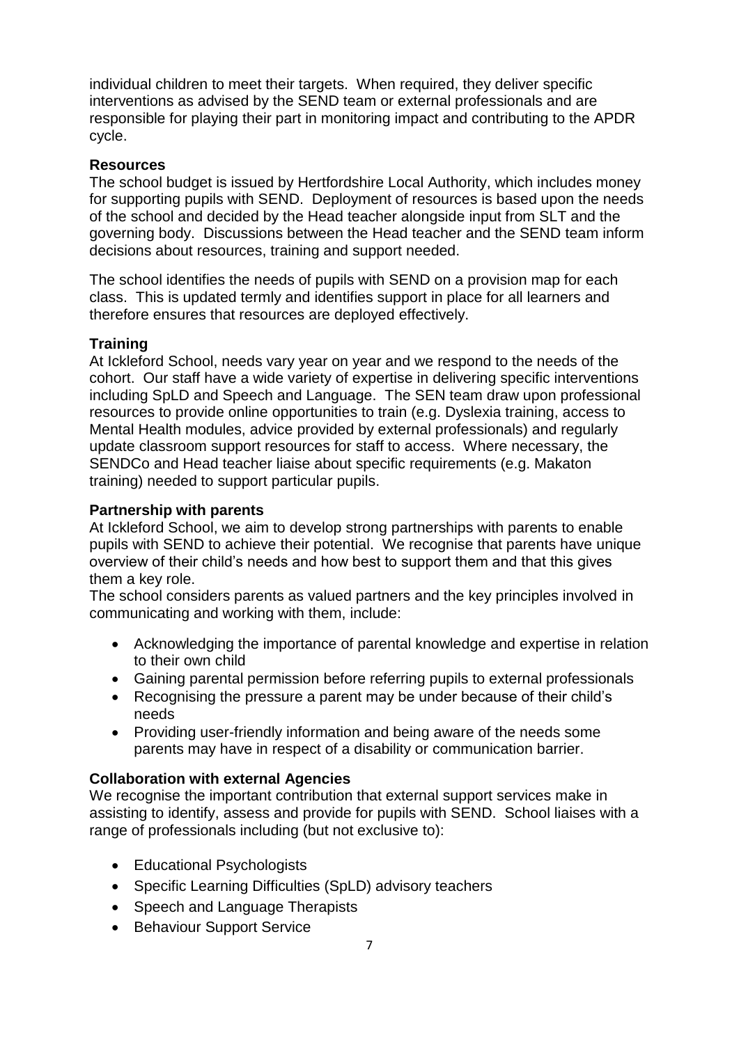individual children to meet their targets. When required, they deliver specific interventions as advised by the SEND team or external professionals and are responsible for playing their part in monitoring impact and contributing to the APDR cycle.

**Resources**

The school budget is issued by Hertfordshire Local Authority, which includes money for supporting pupils with SEND. Deployment of resources is based upon the needs of the school and decided by the Head teacher alongside input from SLT and the governing body. Discussions between the Head teacher and the SEND team inform decisions about resources, training and support needed.

The school identifies the needs of pupils with SEND on a provision map for each class. This is updated termly and identifies support in place for all learners and therefore ensures that resources are deployed effectively.

**Training**

At Ickleford School, needs vary year on year and we respond to the needs of the cohort. Our staff have a wide variety of expertise in delivering specific interventions including SpLD and Speech and Language. The SEN team draw upon professional resources to provide online opportunities to train (e.g. Dyslexia training, access to Mental Health modules, advice provided by external professionals) and regularly update classroom support resources for staff to access. Where necessary, the SENDCo and Head teacher liaise about specific requirements (e.g. Makaton training) needed to support particular pupils.

**Partnership with parents**

At Ickleford School, we aim to develop strong partnerships with parents to enable pupils with SEND to achieve their potential. We recognise that parents have unique overview of their child's needs and how best to support them and that this gives them a key role.

The school considers parents as valued partners and the key principles involved in communicating and working with them, include:

- Acknowledging the importance of parental knowledge and expertise in relation to their own child
- Gaining parental permission before referring pupils to external professionals
- Recognising the pressure a parent may be under because of their child's needs
- Providing user-friendly information and being aware of the needs some parents may have in respect of a disability or communication barrier.

**Collaboration with external Agencies**

We recognise the important contribution that external support services make in assisting to identify, assess and provide for pupils with SEND. School liaises with a range of professionals including (but not exclusive to):

- Educational Psychologists
- Specific Learning Difficulties (SpLD) advisory teachers
- Speech and Language Therapists
- Behaviour Support Service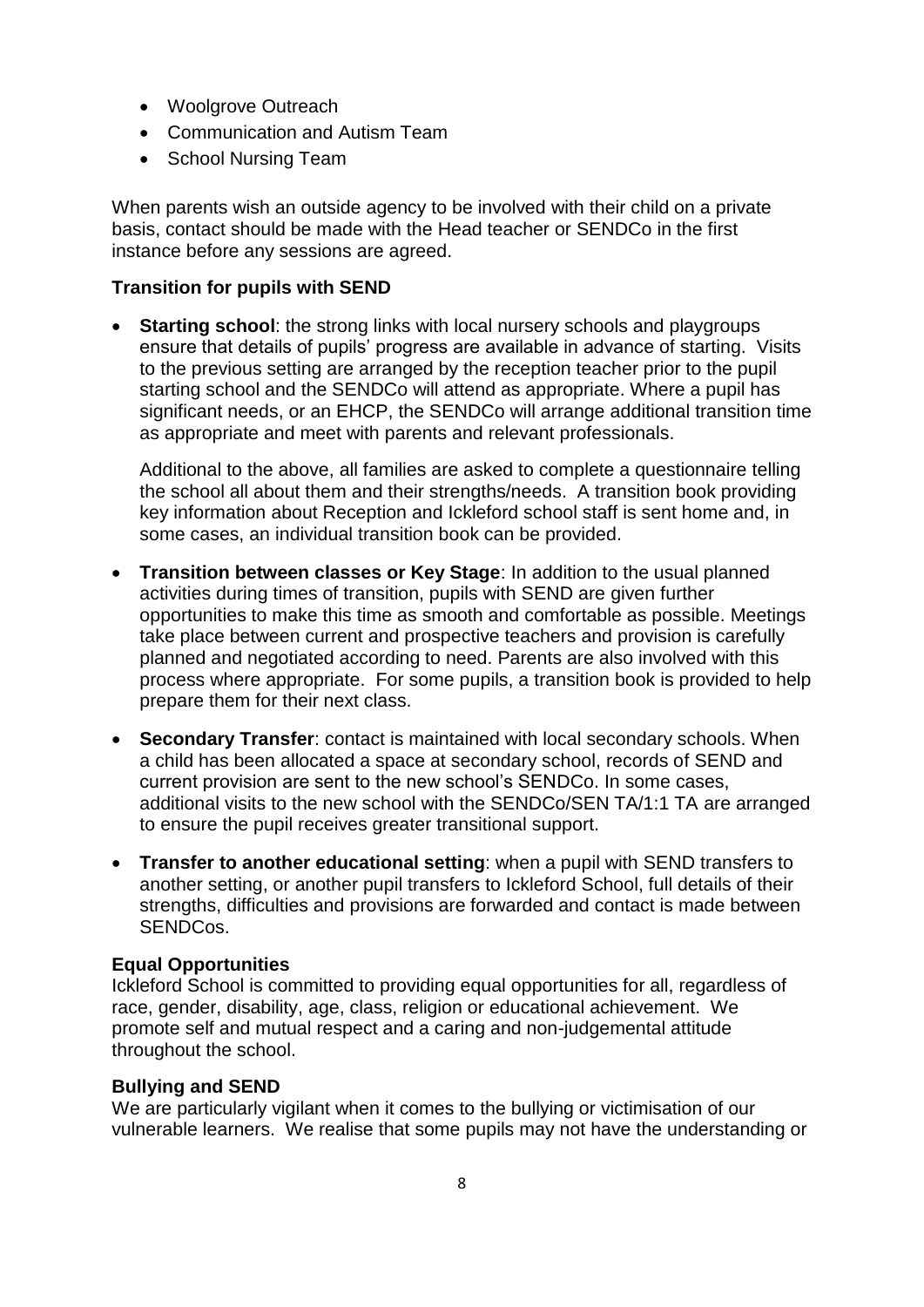- Woolgrove Outreach
- Communication and Autism Team
- School Nursing Team

When parents wish an outside agency to be involved with their child on a private basis, contact should be made with the Head teacher or SENDCo in the first instance before any sessions are agreed.

**Transition for pupils with SEND**

- **Starting school**: the strong links with local nursery schools and playgroups ensure that details of pupils' progress are available in advance of starting. Visits to the previous setting are arranged by the reception teacher prior to the pupil starting school and the SENDCo will attend as appropriate. Where a pupil has significant needs, or an EHCP, the SENDCo will arrange additional transition time as appropriate and meet with parents and relevant professionals.

  Additional to the above, all families are asked to complete a questionnaire telling the school all about them and their strengths/needs. A transition book providing key information about Reception and Ickleford school staff is sent home and, in some cases, an individual transition book can be provided.

- **Transition between classes or Key Stage**: In addition to the usual planned activities during times of transition, pupils with SEND are given further opportunities to make this time as smooth and comfortable as possible. Meetings take place between current and prospective teachers and provision is carefully planned and negotiated according to need. Parents are also involved with this process where appropriate. For some pupils, a transition book is provided to help prepare them for their next class.

- **Secondary Transfer**: contact is maintained with local secondary schools. When a child has been allocated a space at secondary school, records of SEND and current provision are sent to the new school's SENDCo. In some cases, additional visits to the new school with the SENDCo/SEN TA/1:1 TA are arranged to ensure the pupil receives greater transitional support.

- **Transfer to another educational setting**: when a pupil with SEND transfers to another setting, or another pupil transfers to Ickleford School, full details of their strengths, difficulties and provisions are forwarded and contact is made between SENDCos.

**Equal Opportunities**

Ickleford School is committed to providing equal opportunities for all, regardless of race, gender, disability, age, class, religion or educational achievement. We promote self and mutual respect and a caring and non-judgemental attitude throughout the school.

**Bullying and SEND**

We are particularly vigilant when it comes to the bullying or victimisation of our vulnerable learners. We realise that some pupils may not have the understanding or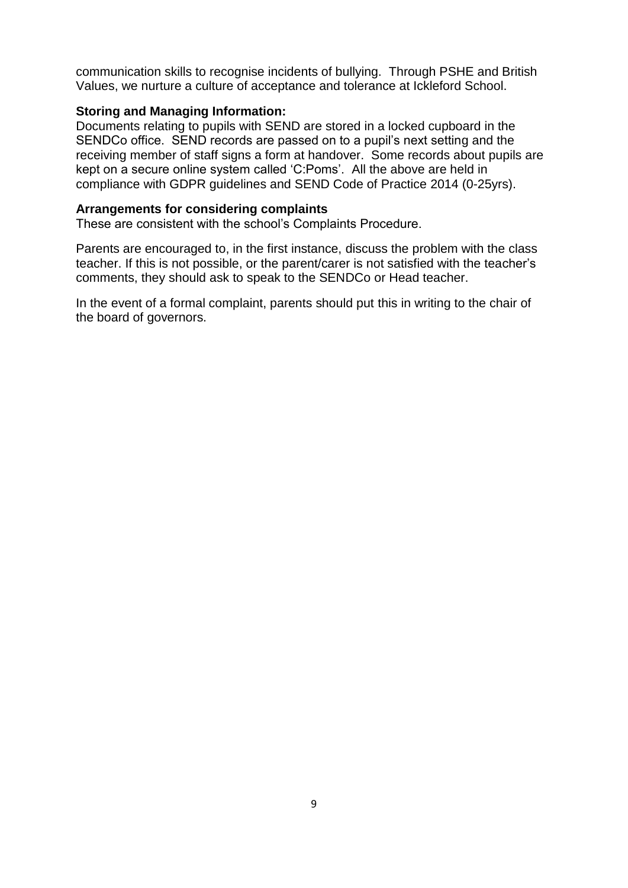communication skills to recognise incidents of bullying. Through PSHE and British Values, we nurture a culture of acceptance and tolerance at Ickleford School.

**Storing and Managing Information:**

Documents relating to pupils with SEND are stored in a locked cupboard in the SENDCo office. SEND records are passed on to a pupil's next setting and the receiving member of staff signs a form at handover. Some records about pupils are kept on a secure online system called 'C:Poms'. All the above are held in compliance with GDPR guidelines and SEND Code of Practice 2014 (0-25yrs).

**Arrangements for considering complaints**

These are consistent with the school's Complaints Procedure.

Parents are encouraged to, in the first instance, discuss the problem with the class teacher. If this is not possible, or the parent/carer is not satisfied with the teacher's comments, they should ask to speak to the SENDCo or Head teacher.

In the event of a formal complaint, parents should put this in writing to the chair of the board of governors.